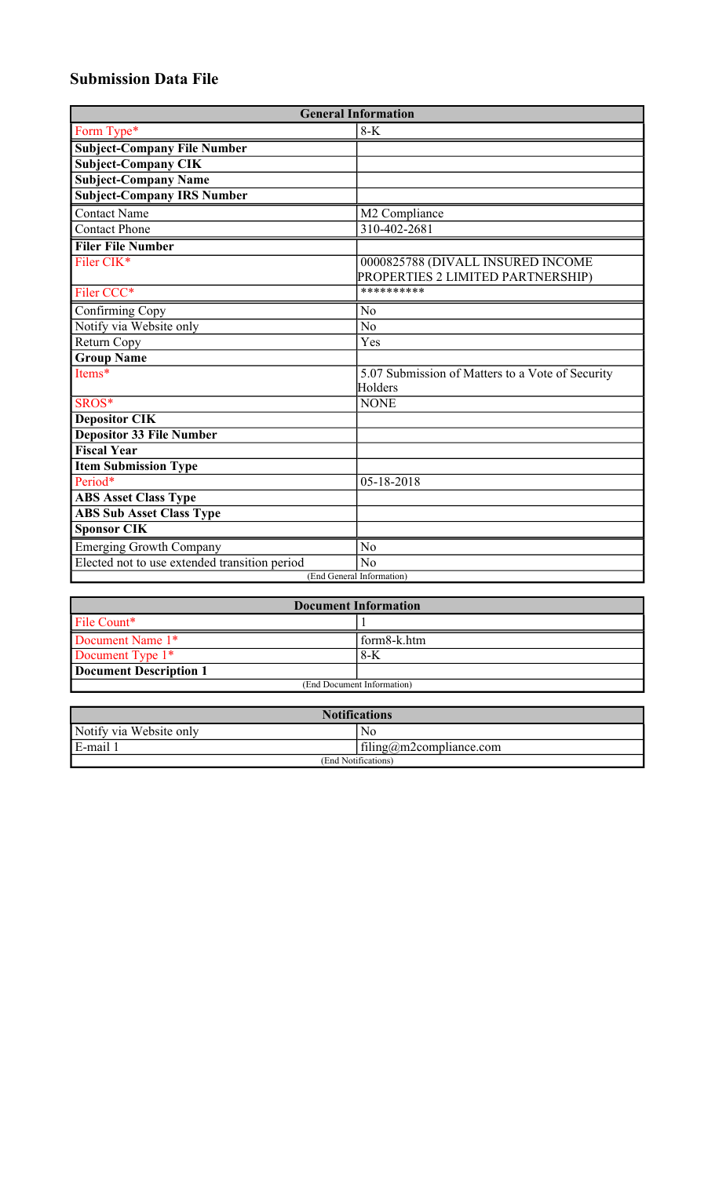# Submission Data File

| General Information | |
|---|---|
| Form Type* | 8-K |
| **Subject-Company File Number** | |
| **Subject-Company CIK** | |
| **Subject-Company Name** | |
| **Subject-Company IRS Number** | |
| Contact Name | M2 Compliance |
| Contact Phone | 310-402-2681 |
| **Filer File Number** | |
| Filer CIK* | 0000825788 (DIVALL INSURED INCOME PROPERTIES 2 LIMITED PARTNERSHIP) |
| Filer CCC* | ********** |
| Confirming Copy | No |
| Notify via Website only | No |
| Return Copy | Yes |
| **Group Name** | |
| Items* | 5.07 Submission of Matters to a Vote of Security Holders |
| SROS* | NONE |
| **Depositor CIK** | |
| **Depositor 33 File Number** | |
| **Fiscal Year** | |
| **Item Submission Type** | |
| Period* | 05-18-2018 |
| **ABS Asset Class Type** | |
| **ABS Sub Asset Class Type** | |
| **Sponsor CIK** | |
| Emerging Growth Company | No |
| Elected not to use extended transition period | No |
| (End General Information) | |

| Document Information | |
|---|---|
| File Count* | 1 |
| Document Name 1* | form8-k.htm |
| Document Type 1* | 8-K |
| **Document Description 1** | |
| (End Document Information) | |

| Notifications | |
|---|---|
| Notify via Website only | No |
| E-mail 1 | filing@m2compliance.com |
| (End Notifications) | |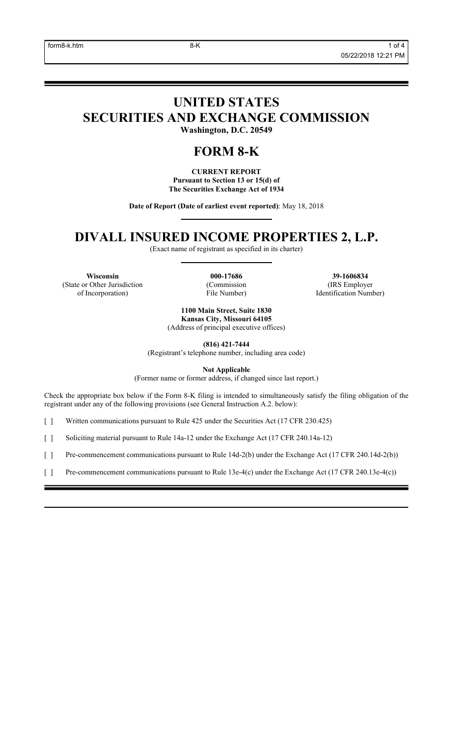# UNITED STATES SECURITIES AND EXCHANGE COMMISSION

**Washington, D.C. 20549**

# FORM 8-K

**CURRENT REPORT**
**Pursuant to Section 13 or 15(d) of**
**The Securities Exchange Act of 1934**

**Date of Report (Date of earliest event reported)**: May 18, 2018

# DIVALL INSURED INCOME PROPERTIES 2, L.P.

(Exact name of registrant as specified in its charter)

| **Wisconsin** | **000-17686** | **39-1606834** |
|---|---|---|
| (State or Other Jurisdiction of Incorporation) | (Commission File Number) | (IRS Employer Identification Number) |

**1100 Main Street, Suite 1830**
**Kansas City, Missouri 64105**
(Address of principal executive offices)

**(816) 421-7444**
(Registrant's telephone number, including area code)

**Not Applicable**
(Former name or former address, if changed since last report.)

Check the appropriate box below if the Form 8-K filing is intended to simultaneously satisfy the filing obligation of the registrant under any of the following provisions (see General Instruction A.2. below):

[ ] Written communications pursuant to Rule 425 under the Securities Act (17 CFR 230.425)

[ ] Soliciting material pursuant to Rule 14a-12 under the Exchange Act (17 CFR 240.14a-12)

[ ] Pre-commencement communications pursuant to Rule 14d-2(b) under the Exchange Act (17 CFR 240.14d-2(b))

[ ] Pre-commencement communications pursuant to Rule 13e-4(c) under the Exchange Act (17 CFR 240.13e-4(c))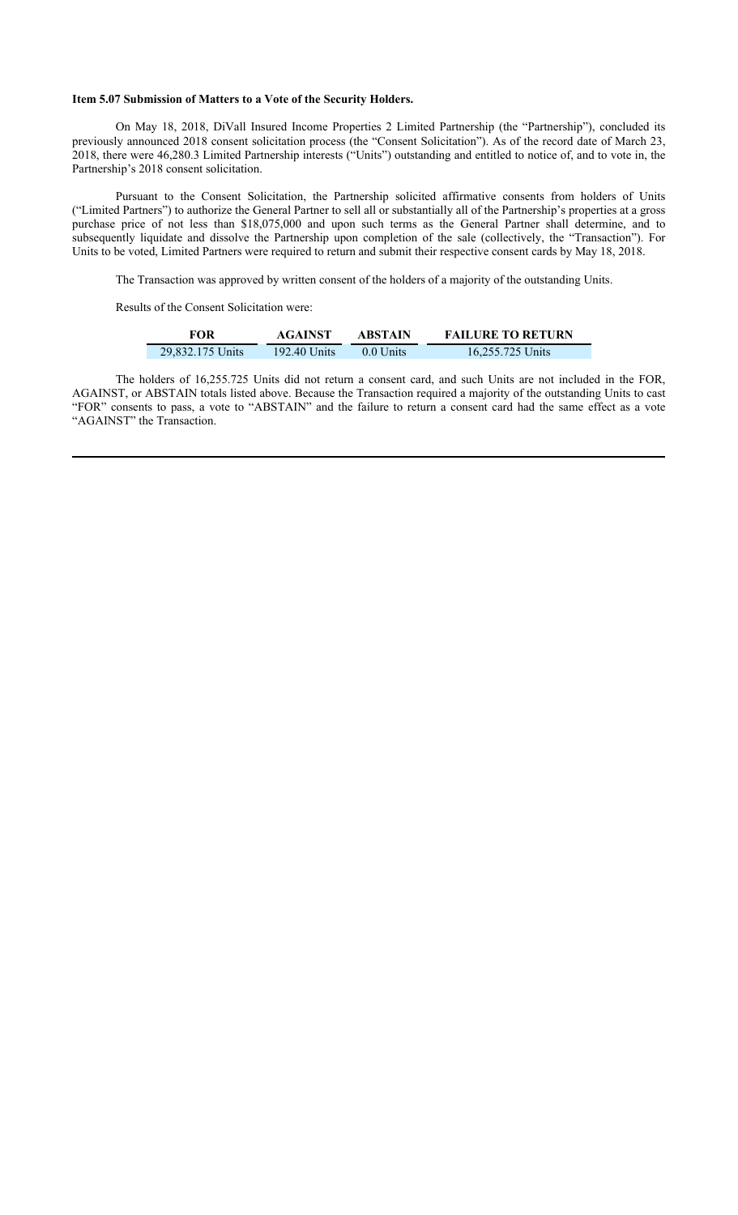**Item 5.07 Submission of Matters to a Vote of the Security Holders.**

On May 18, 2018, DiVall Insured Income Properties 2 Limited Partnership (the "Partnership"), concluded its previously announced 2018 consent solicitation process (the "Consent Solicitation"). As of the record date of March 23, 2018, there were 46,280.3 Limited Partnership interests ("Units") outstanding and entitled to notice of, and to vote in, the Partnership's 2018 consent solicitation.

Pursuant to the Consent Solicitation, the Partnership solicited affirmative consents from holders of Units ("Limited Partners") to authorize the General Partner to sell all or substantially all of the Partnership's properties at a gross purchase price of not less than $18,075,000 and upon such terms as the General Partner shall determine, and to subsequently liquidate and dissolve the Partnership upon completion of the sale (collectively, the "Transaction"). For Units to be voted, Limited Partners were required to return and submit their respective consent cards by May 18, 2018.

The Transaction was approved by written consent of the holders of a majority of the outstanding Units.

Results of the Consent Solicitation were:

| FOR | AGAINST | ABSTAIN | FAILURE TO RETURN |
|---|---|---|---|
| 29,832.175 Units | 192.40 Units | 0.0 Units | 16,255.725 Units |

The holders of 16,255.725 Units did not return a consent card, and such Units are not included in the FOR, AGAINST, or ABSTAIN totals listed above. Because the Transaction required a majority of the outstanding Units to cast "FOR" consents to pass, a vote to "ABSTAIN" and the failure to return a consent card had the same effect as a vote "AGAINST" the Transaction.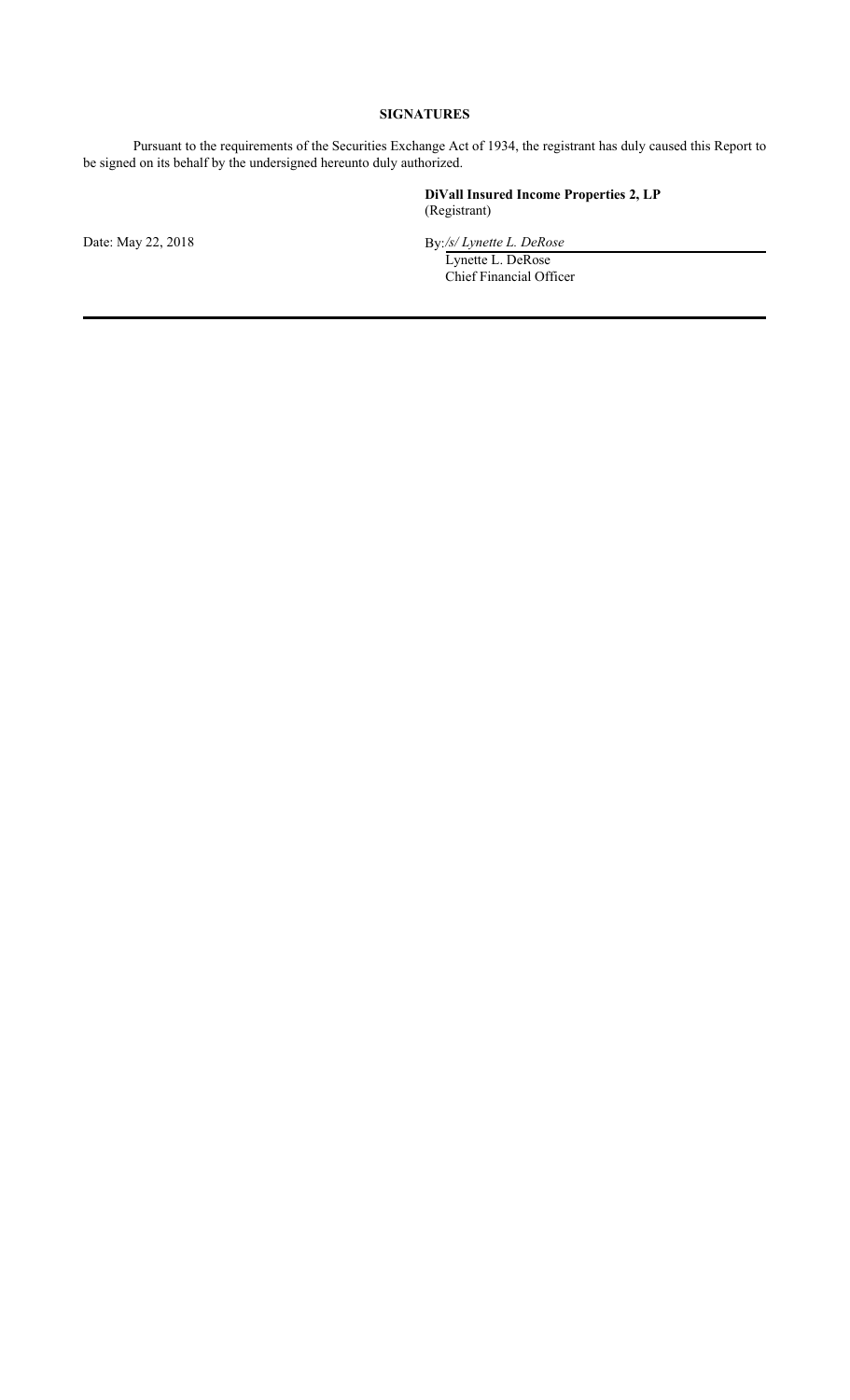## SIGNATURES

Pursuant to the requirements of the Securities Exchange Act of 1934, the registrant has duly caused this Report to be signed on its behalf by the undersigned hereunto duly authorized.

**DiVall Insured Income Properties 2, LP**
(Registrant)

Date: May 22, 2018

By: */s/ Lynette L. DeRose*
Lynette L. DeRose
Chief Financial Officer